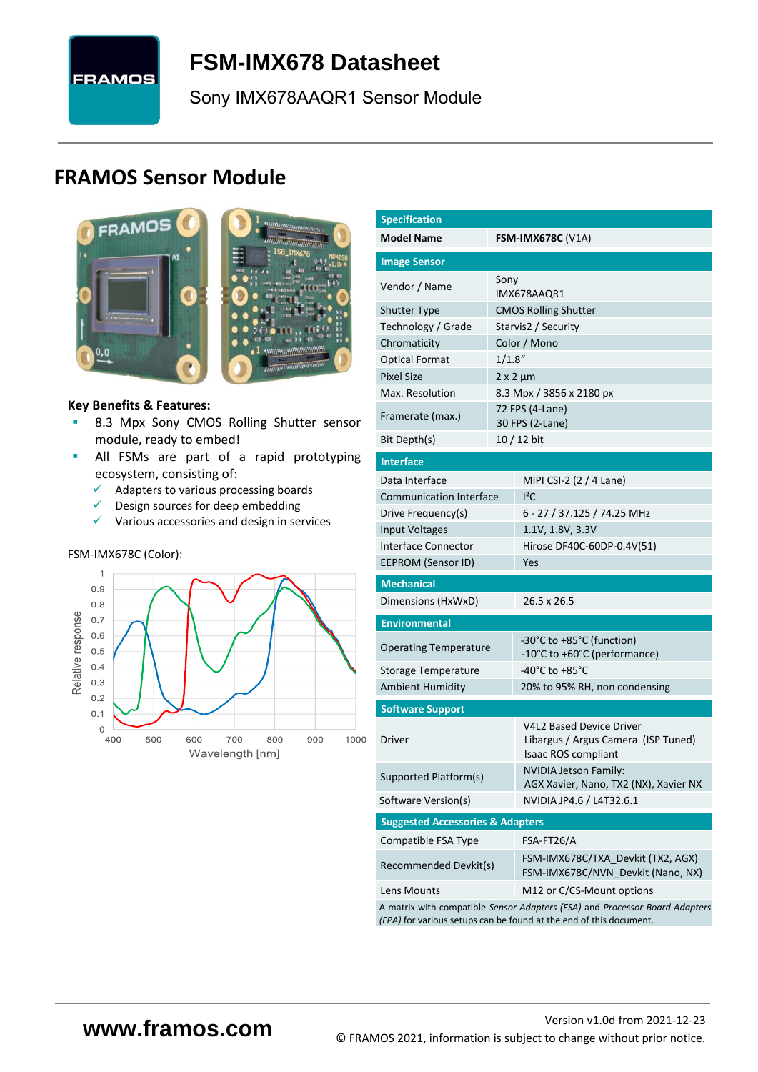# FSM-IMX678 Datasheet

Sony IMX678AAQR1 Sensor Module

## FRAMOS Sensor Module

**Key Benefits & Features:**

- 8.3 Mpx Sony CMOS Rolling Shutter sensor module, ready to embed!
- All FSMs are part of a rapid prototyping ecosystem, consisting of:
  - ✓ Adapters to various processing boards
  - ✓ Design sources for deep embedding
  - ✓ Various accessories and design in services

FSM-IMX678C (Color):

| Specification | |
|---|---|
| **Model Name** | **FSM-IMX678C** (V1A) |
| **Image Sensor** | |
| Vendor / Name | Sony IMX678AAQR1 |
| Shutter Type | CMOS Rolling Shutter |
| Technology / Grade | Starvis2 / Security |
| Chromaticity | Color / Mono |
| Optical Format | 1/1.8“ |
| Pixel Size | 2 x 2 µm |
| Max. Resolution | 8.3 Mpx / 3856 x 2180 px |
| Framerate (max.) | 72 FPS (4-Lane)<br>30 FPS (2-Lane) |
| Bit Depth(s) | 10 / 12 bit |
| **Interface** | |
| Data Interface | MIPI CSI-2 (2 / 4 Lane) |
| Communication Interface | I²C |
| Drive Frequency(s) | 6 - 27 / 37.125 / 74.25 MHz |
| Input Voltages | 1.1V, 1.8V, 3.3V |
| Interface Connector | Hirose DF40C-60DP-0.4V(51) |
| EEPROM (Sensor ID) | Yes |
| **Mechanical** | |
| Dimensions (HxWxD) | 26.5 x 26.5 |
| **Environmental** | |
| Operating Temperature | -30°C to +85°C (function)<br>-10°C to +60°C (performance) |
| Storage Temperature | -40°C to +85°C |
| Ambient Humidity | 20% to 95% RH, non condensing |
| **Software Support** | |
| Driver | V4L2 Based Device Driver<br>Libargus / Argus Camera (ISP Tuned)<br>Isaac ROS compliant |
| Supported Platform(s) | NVIDIA Jetson Family:<br>AGX Xavier, Nano, TX2 (NX), Xavier NX |
| Software Version(s) | NVIDIA JP4.6 / L4T32.6.1 |
| **Suggested Accessories & Adapters** | |
| Compatible FSA Type | FSA-FT26/A |
| Recommended Devkit(s) | FSM-IMX678C/TXA_Devkit (TX2, AGX)<br>FSM-IMX678C/NVN_Devkit (Nano, NX) |
| Lens Mounts | M12 or C/CS-Mount options |

A matrix with compatible *Sensor Adapters (FSA)* and *Processor Board Adapters (FPA)* for various setups can be found at the end of this document.

www.framos.com

Version v1.0d from 2021-12-23
© FRAMOS 2021, information is subject to change without prior notice.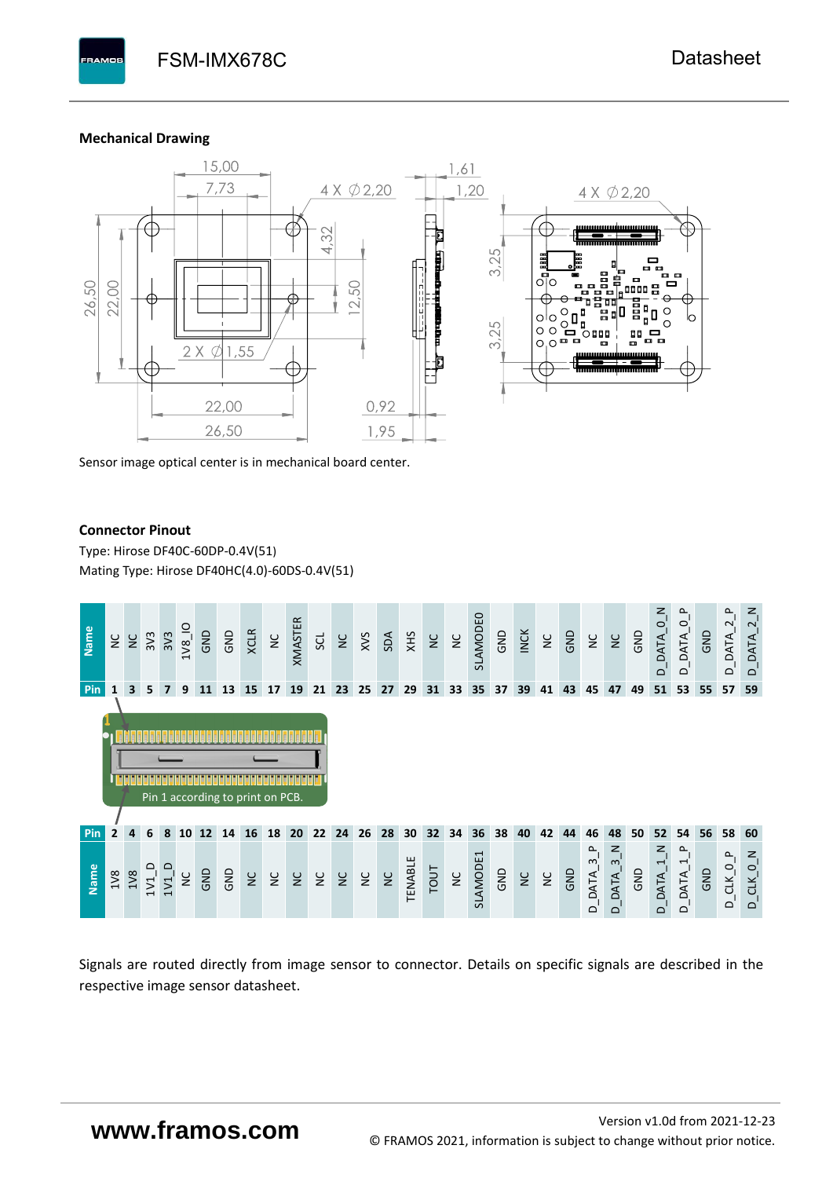## Mechanical Drawing

Sensor image optical center is in mechanical board center.

## Connector Pinout

Type: Hirose DF40C-60DP-0.4V(51)

Mating Type: Hirose DF40HC(4.0)-60DS-0.4V(51)

| Name | NC | NC | 3V3 | 3V3 | 1V8_IO | GND | GND | XCLR | NC | XMASTER | SCL | NC | XVS | SDA | XHS | NC | NC | SLAMODE0 | GND | INCK | NC | GND | NC | NC | GND | D_DATA_0_N | D_DATA_0_P | GND | D_DATA_2_P | D_DATA_2_N |
|---|---|---|---|---|---|---|---|---|---|---|---|---|---|---|---|---|---|---|---|---|---|---|---|---|---|---|---|---|---|---|
| Pin | 1 | 3 | 5 | 7 | 9 | 11 | 13 | 15 | 17 | 19 | 21 | 23 | 25 | 27 | 29 | 31 | 33 | 35 | 37 | 39 | 41 | 43 | 45 | 47 | 49 | 51 | 53 | 55 | 57 | 59 |

Pin 1 according to print on PCB.

| Pin | 2 | 4 | 6 | 8 | 10 | 12 | 14 | 16 | 18 | 20 | 22 | 24 | 26 | 28 | 30 | 32 | 34 | 36 | 38 | 40 | 42 | 44 | 46 | 48 | 50 | 52 | 54 | 56 | 58 | 60 |
|---|---|---|---|---|---|---|---|---|---|---|---|---|---|---|---|---|---|---|---|---|---|---|---|---|---|---|---|---|---|---|
| Name | 1V8 | 1V8 | 1V1_D | 1V1_D | NC | GND | GND | NC | NC | NC | NC | NC | NC | NC | TENABLE | TOUT | NC | SLAMODE1 | GND | NC | NC | GND | D_DATA_3_P | D_DATA_3_N | GND | D_DATA_1_N | D_DATA_1_P | GND | D_CLK_0_P | D_CLK_0_N |

Signals are routed directly from image sensor to connector. Details on specific signals are described in the respective image sensor datasheet.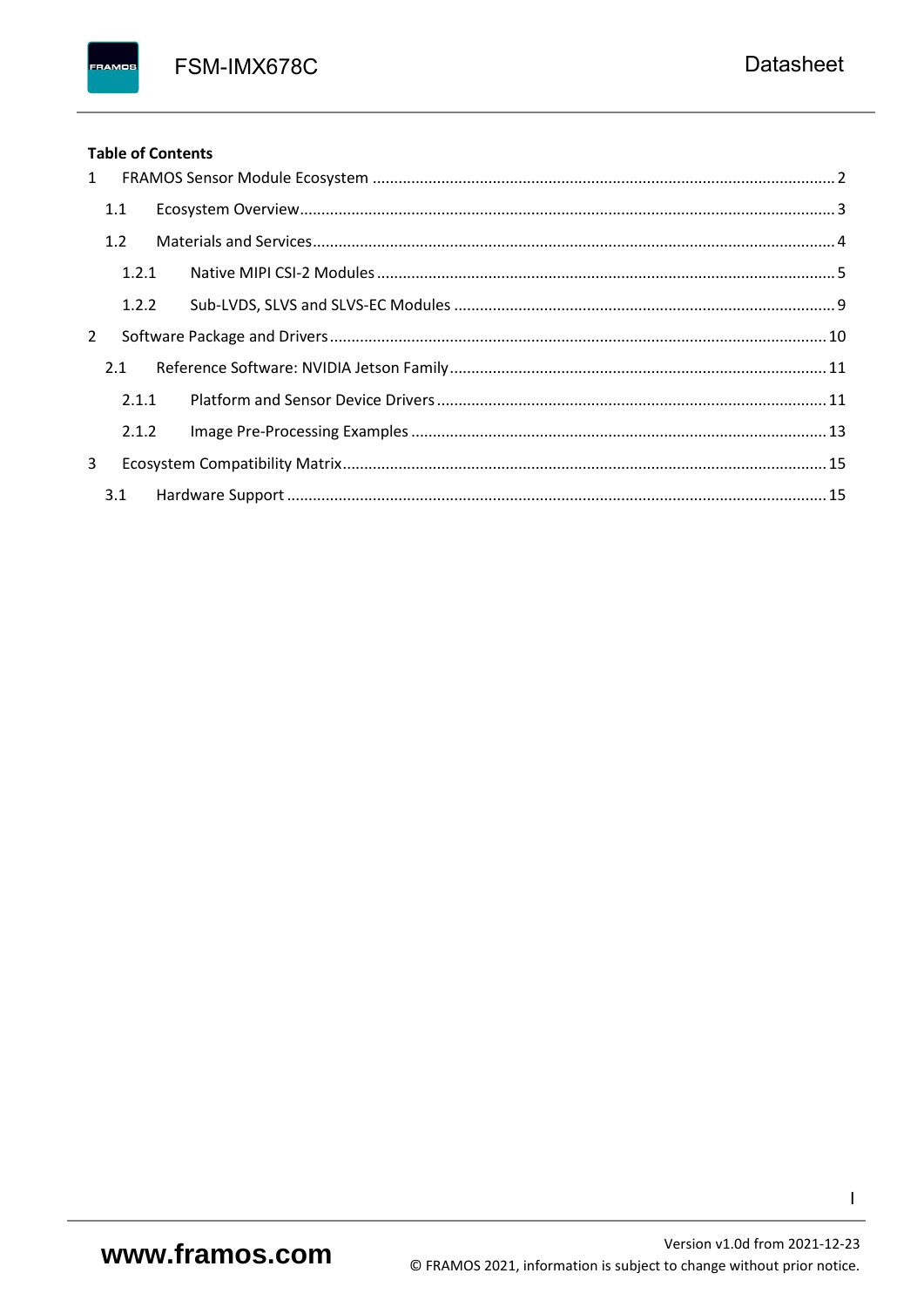**Table of Contents**

1 FRAMOS Sensor Module Ecosystem ... 2

- 1.1 Ecosystem Overview ... 3
- 1.2 Materials and Services ... 4
  - 1.2.1 Native MIPI CSI-2 Modules ... 5
  - 1.2.2 Sub-LVDS, SLVS and SLVS-EC Modules ... 9

2 Software Package and Drivers ... 10

- 2.1 Reference Software: NVIDIA Jetson Family ... 11
  - 2.1.1 Platform and Sensor Device Drivers ... 11
  - 2.1.2 Image Pre-Processing Examples ... 13

3 Ecosystem Compatibility Matrix ... 15

- 3.1 Hardware Support ... 15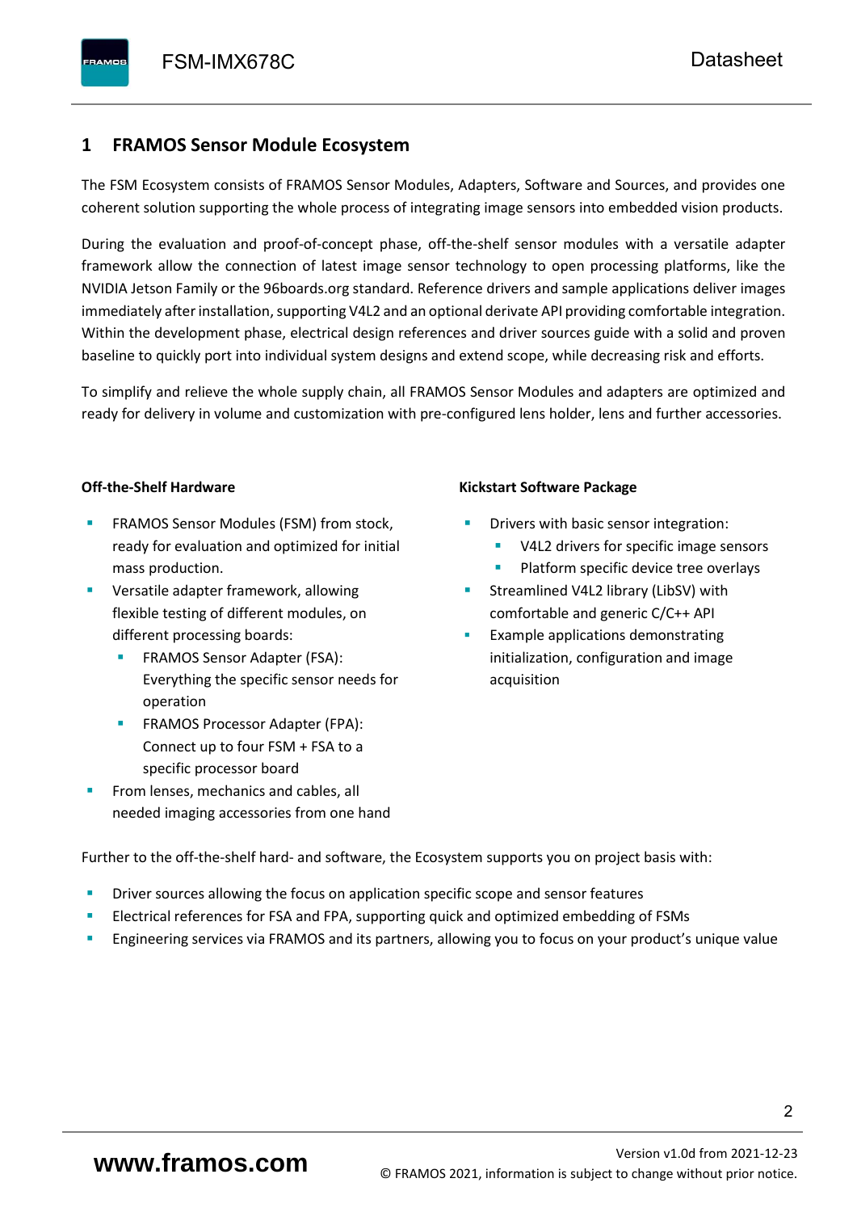# 1 FRAMOS Sensor Module Ecosystem

The FSM Ecosystem consists of FRAMOS Sensor Modules, Adapters, Software and Sources, and provides one coherent solution supporting the whole process of integrating image sensors into embedded vision products.

During the evaluation and proof-of-concept phase, off-the-shelf sensor modules with a versatile adapter framework allow the connection of latest image sensor technology to open processing platforms, like the NVIDIA Jetson Family or the 96boards.org standard. Reference drivers and sample applications deliver images immediately after installation, supporting V4L2 and an optional derivate API providing comfortable integration. Within the development phase, electrical design references and driver sources guide with a solid and proven baseline to quickly port into individual system designs and extend scope, while decreasing risk and efforts.

To simplify and relieve the whole supply chain, all FRAMOS Sensor Modules and adapters are optimized and ready for delivery in volume and customization with pre-configured lens holder, lens and further accessories.

**Off-the-Shelf Hardware**

- FRAMOS Sensor Modules (FSM) from stock, ready for evaluation and optimized for initial mass production.
- Versatile adapter framework, allowing flexible testing of different modules, on different processing boards:
  - FRAMOS Sensor Adapter (FSA): Everything the specific sensor needs for operation
  - FRAMOS Processor Adapter (FPA): Connect up to four FSM + FSA to a specific processor board
- From lenses, mechanics and cables, all needed imaging accessories from one hand

**Kickstart Software Package**

- Drivers with basic sensor integration:
  - V4L2 drivers for specific image sensors
  - Platform specific device tree overlays
- Streamlined V4L2 library (LibSV) with comfortable and generic C/C++ API
- Example applications demonstrating initialization, configuration and image acquisition

Further to the off-the-shelf hard- and software, the Ecosystem supports you on project basis with:

- Driver sources allowing the focus on application specific scope and sensor features
- Electrical references for FSA and FPA, supporting quick and optimized embedding of FSMs
- Engineering services via FRAMOS and its partners, allowing you to focus on your product's unique value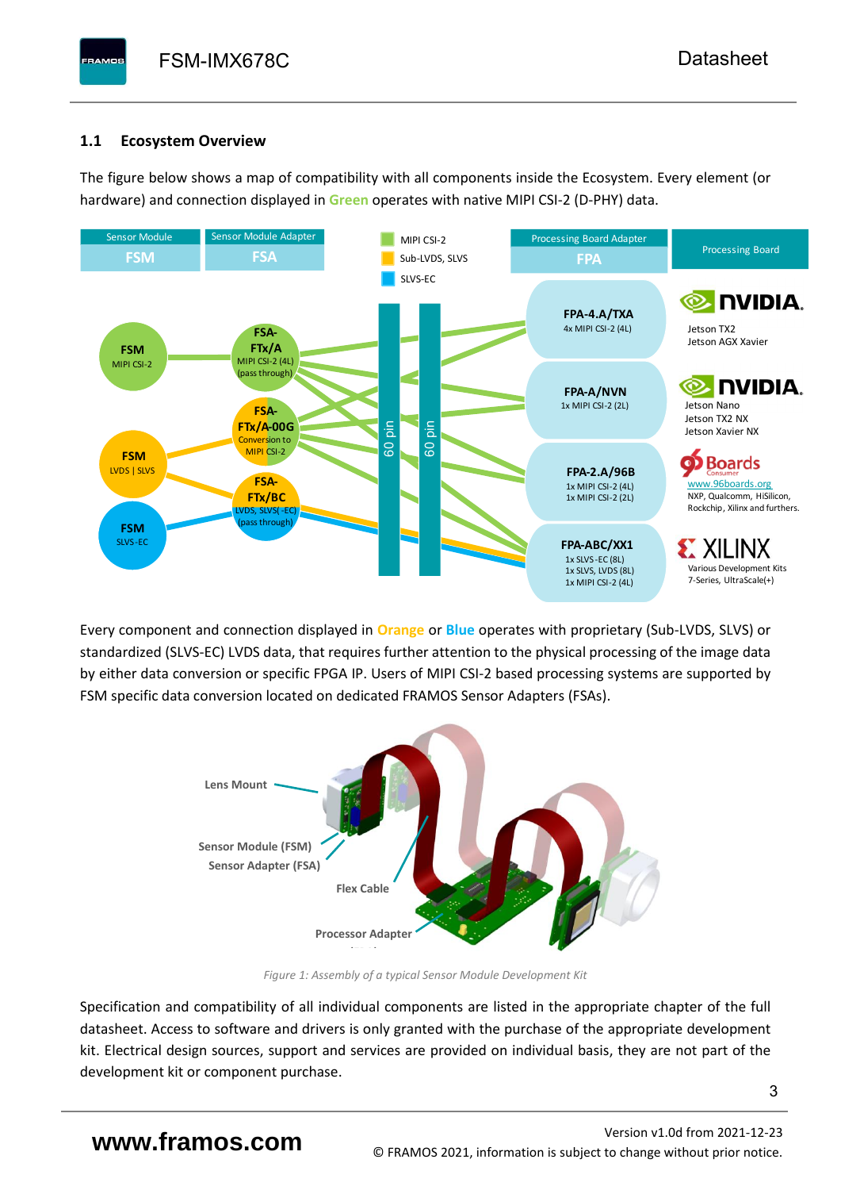## 1.1 Ecosystem Overview

The figure below shows a map of compatibility with all components inside the Ecosystem. Every element (or hardware) and connection displayed in **Green** operates with native MIPI CSI-2 (D-PHY) data.

Every component and connection displayed in **Orange** or **Blue** operates with proprietary (Sub-LVDS, SLVS) or standardized (SLVS-EC) LVDS data, that requires further attention to the physical processing of the image data by either data conversion or specific FPGA IP. Users of MIPI CSI-2 based processing systems are supported by FSM specific data conversion located on dedicated FRAMOS Sensor Adapters (FSAs).

*Figure 1: Assembly of a typical Sensor Module Development Kit*

Specification and compatibility of all individual components are listed in the appropriate chapter of the full datasheet. Access to software and drivers is only granted with the purchase of the appropriate development kit. Electrical design sources, support and services are provided on individual basis, they are not part of the development kit or component purchase.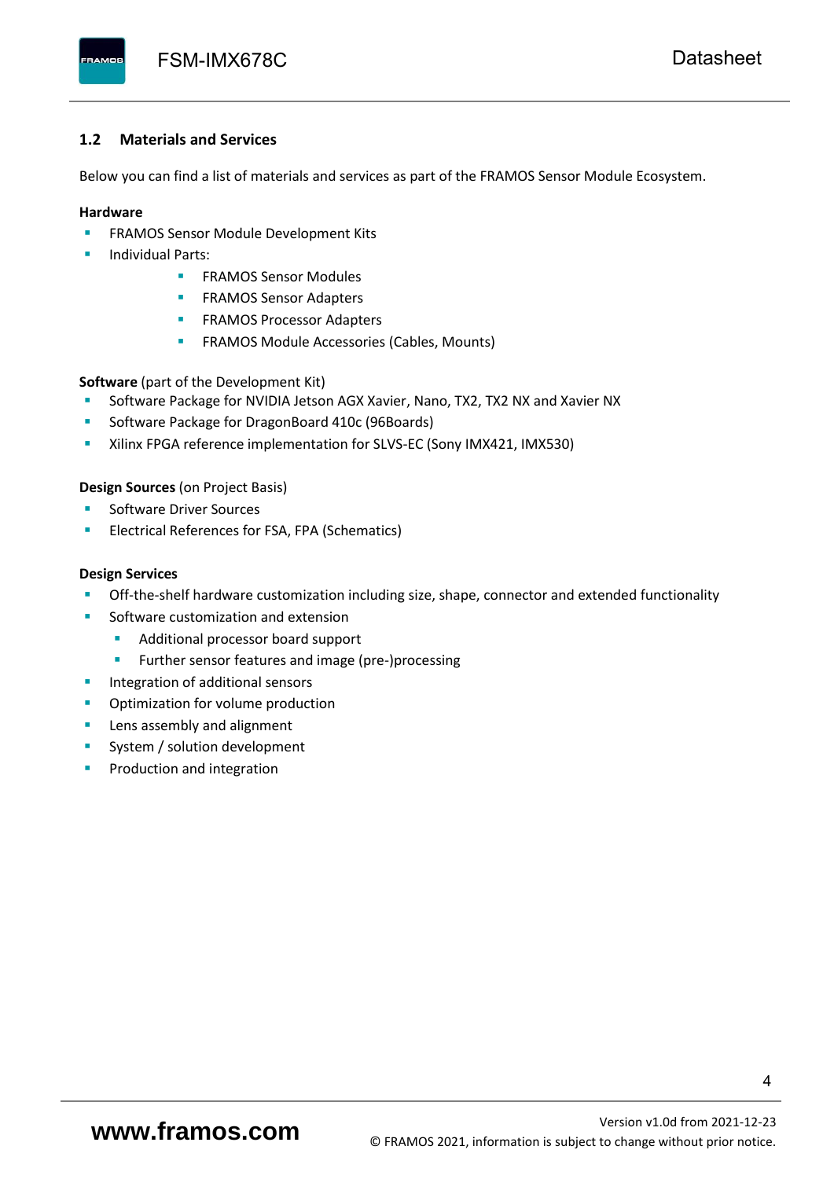## 1.2 Materials and Services

Below you can find a list of materials and services as part of the FRAMOS Sensor Module Ecosystem.

**Hardware**

- FRAMOS Sensor Module Development Kits
- Individual Parts:
  - FRAMOS Sensor Modules
  - FRAMOS Sensor Adapters
  - FRAMOS Processor Adapters
  - FRAMOS Module Accessories (Cables, Mounts)

**Software** (part of the Development Kit)

- Software Package for NVIDIA Jetson AGX Xavier, Nano, TX2, TX2 NX and Xavier NX
- Software Package for DragonBoard 410c (96Boards)
- Xilinx FPGA reference implementation for SLVS-EC (Sony IMX421, IMX530)

**Design Sources** (on Project Basis)

- Software Driver Sources
- Electrical References for FSA, FPA (Schematics)

**Design Services**

- Off-the-shelf hardware customization including size, shape, connector and extended functionality
- Software customization and extension
  - Additional processor board support
  - Further sensor features and image (pre-)processing
- Integration of additional sensors
- Optimization for volume production
- Lens assembly and alignment
- System / solution development
- Production and integration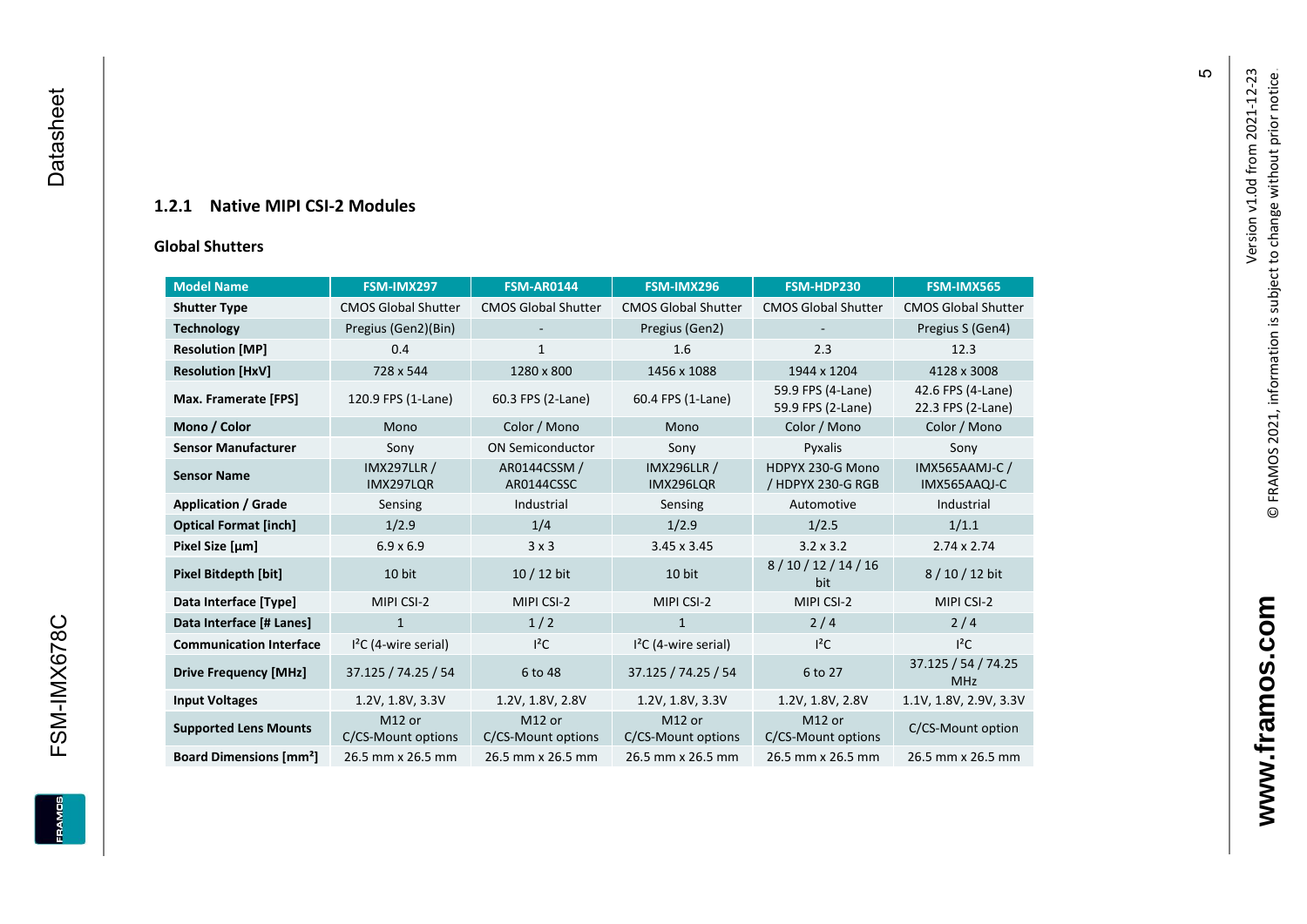### 1.2.1 Native MIPI CSI-2 Modules

**Global Shutters**

| Model Name | FSM-IMX297 | FSM-AR0144 | FSM-IMX296 | FSM-HDP230 | FSM-IMX565 |
|---|---|---|---|---|---|
| **Shutter Type** | CMOS Global Shutter | CMOS Global Shutter | CMOS Global Shutter | CMOS Global Shutter | CMOS Global Shutter |
| **Technology** | Pregius (Gen2)(Bin) | - | Pregius (Gen2) | - | Pregius S (Gen4) |
| **Resolution [MP]** | 0.4 | 1 | 1.6 | 2.3 | 12.3 |
| **Resolution [HxV]** | 728 x 544 | 1280 x 800 | 1456 x 1088 | 1944 x 1204 | 4128 x 3008 |
| **Max. Framerate [FPS]** | 120.9 FPS (1-Lane) | 60.3 FPS (2-Lane) | 60.4 FPS (1-Lane) | 59.9 FPS (4-Lane) 59.9 FPS (2-Lane) | 42.6 FPS (4-Lane) 22.3 FPS (2-Lane) |
| **Mono / Color** | Mono | Color / Mono | Mono | Color / Mono | Color / Mono |
| **Sensor Manufacturer** | Sony | ON Semiconductor | Sony | Pyxalis | Sony |
| **Sensor Name** | IMX297LLR / IMX297LQR | AR0144CSSM / AR0144CSSC | IMX296LLR / IMX296LQR | HDPYX 230-G Mono / HDPYX 230-G RGB | IMX565AAMJ-C / IMX565AAQJ-C |
| **Application / Grade** | Sensing | Industrial | Sensing | Automotive | Industrial |
| **Optical Format [inch]** | 1/2.9 | 1/4 | 1/2.9 | 1/2.5 | 1/1.1 |
| **Pixel Size [µm]** | 6.9 x 6.9 | 3 x 3 | 3.45 x 3.45 | 3.2 x 3.2 | 2.74 x 2.74 |
| **Pixel Bitdepth [bit]** | 10 bit | 10 / 12 bit | 10 bit | 8 / 10 / 12 / 14 / 16 bit | 8 / 10 / 12 bit |
| **Data Interface [Type]** | MIPI CSI-2 | MIPI CSI-2 | MIPI CSI-2 | MIPI CSI-2 | MIPI CSI-2 |
| **Data Interface [# Lanes]** | 1 | 1 / 2 | 1 | 2 / 4 | 2 / 4 |
| **Communication Interface** | I²C (4-wire serial) | I²C | I²C (4-wire serial) | I²C | I²C |
| **Drive Frequency [MHz]** | 37.125 / 74.25 / 54 | 6 to 48 | 37.125 / 74.25 / 54 | 6 to 27 | 37.125 / 54 / 74.25 MHz |
| **Input Voltages** | 1.2V, 1.8V, 3.3V | 1.2V, 1.8V, 2.8V | 1.2V, 1.8V, 3.3V | 1.2V, 1.8V, 2.8V | 1.1V, 1.8V, 2.9V, 3.3V |
| **Supported Lens Mounts** | M12 or C/CS-Mount options | M12 or C/CS-Mount options | M12 or C/CS-Mount options | M12 or C/CS-Mount options | C/CS-Mount option |
| **Board Dimensions [mm²]** | 26.5 mm x 26.5 mm | 26.5 mm x 26.5 mm | 26.5 mm x 26.5 mm | 26.5 mm x 26.5 mm | 26.5 mm x 26.5 mm |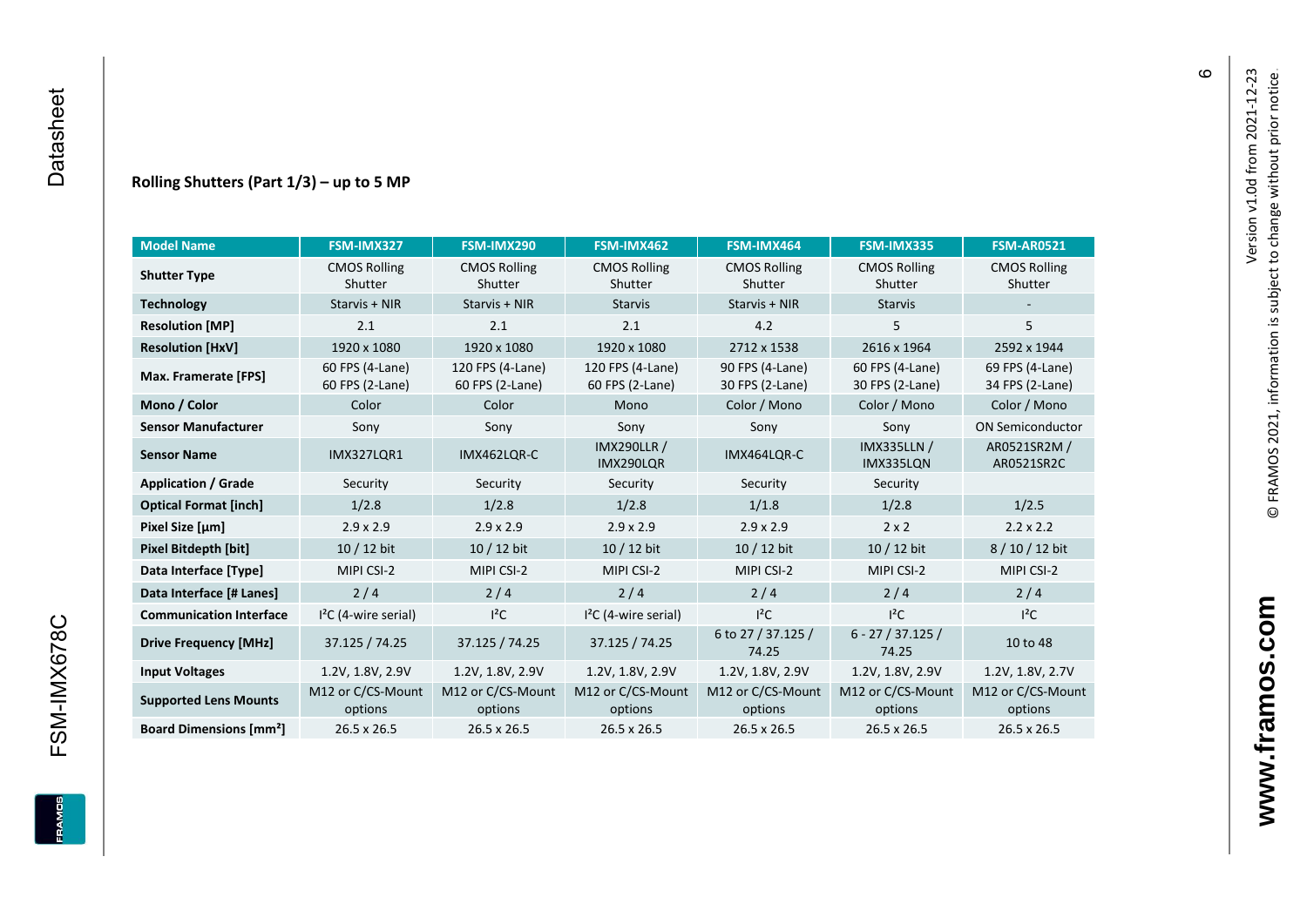### Rolling Shutters (Part 1/3) – up to 5 MP

| Model Name | FSM-IMX327 | FSM-IMX290 | FSM-IMX462 | FSM-IMX464 | FSM-IMX335 | FSM-AR0521 |
|---|---|---|---|---|---|---|
| **Shutter Type** | CMOS Rolling Shutter | CMOS Rolling Shutter | CMOS Rolling Shutter | CMOS Rolling Shutter | CMOS Rolling Shutter | CMOS Rolling Shutter |
| **Technology** | Starvis + NIR | Starvis + NIR | Starvis | Starvis + NIR | Starvis | - |
| **Resolution [MP]** | 2.1 | 2.1 | 2.1 | 4.2 | 5 | 5 |
| **Resolution [HxV]** | 1920 x 1080 | 1920 x 1080 | 1920 x 1080 | 2712 x 1538 | 2616 x 1964 | 2592 x 1944 |
| **Max. Framerate [FPS]** | 60 FPS (4-Lane) 60 FPS (2-Lane) | 120 FPS (4-Lane) 60 FPS (2-Lane) | 120 FPS (4-Lane) 60 FPS (2-Lane) | 90 FPS (4-Lane) 30 FPS (2-Lane) | 60 FPS (4-Lane) 30 FPS (2-Lane) | 69 FPS (4-Lane) 34 FPS (2-Lane) |
| **Mono / Color** | Color | Color | Mono | Color / Mono | Color / Mono | Color / Mono |
| **Sensor Manufacturer** | Sony | Sony | Sony | Sony | Sony | ON Semiconductor |
| **Sensor Name** | IMX327LQR1 | IMX462LQR-C | IMX290LLR / IMX290LQR | IMX464LQR-C | IMX335LLN / IMX335LQN | AR0521SR2M / AR0521SR2C |
| **Application / Grade** | Security | Security | Security | Security | Security | |
| **Optical Format [inch]** | 1/2.8 | 1/2.8 | 1/2.8 | 1/1.8 | 1/2.8 | 1/2.5 |
| **Pixel Size [µm]** | 2.9 x 2.9 | 2.9 x 2.9 | 2.9 x 2.9 | 2.9 x 2.9 | 2 x 2 | 2.2 x 2.2 |
| **Pixel Bitdepth [bit]** | 10 / 12 bit | 10 / 12 bit | 10 / 12 bit | 10 / 12 bit | 10 / 12 bit | 8 / 10 / 12 bit |
| **Data Interface [Type]** | MIPI CSI-2 | MIPI CSI-2 | MIPI CSI-2 | MIPI CSI-2 | MIPI CSI-2 | MIPI CSI-2 |
| **Data Interface [# Lanes]** | 2 / 4 | 2 / 4 | 2 / 4 | 2 / 4 | 2 / 4 | 2 / 4 |
| **Communication Interface** | I²C (4-wire serial) | I²C | I²C (4-wire serial) | I²C | I²C | I²C |
| **Drive Frequency [MHz]** | 37.125 / 74.25 | 37.125 / 74.25 | 37.125 / 74.25 | 6 to 27 / 37.125 / 74.25 | 6 - 27 / 37.125 / 74.25 | 10 to 48 |
| **Input Voltages** | 1.2V, 1.8V, 2.9V | 1.2V, 1.8V, 2.9V | 1.2V, 1.8V, 2.9V | 1.2V, 1.8V, 2.9V | 1.2V, 1.8V, 2.9V | 1.2V, 1.8V, 2.7V |
| **Supported Lens Mounts** | M12 or C/CS-Mount options | M12 or C/CS-Mount options | M12 or C/CS-Mount options | M12 or C/CS-Mount options | M12 or C/CS-Mount options | M12 or C/CS-Mount options |
| **Board Dimensions [mm²]** | 26.5 x 26.5 | 26.5 x 26.5 | 26.5 x 26.5 | 26.5 x 26.5 | 26.5 x 26.5 | 26.5 x 26.5 |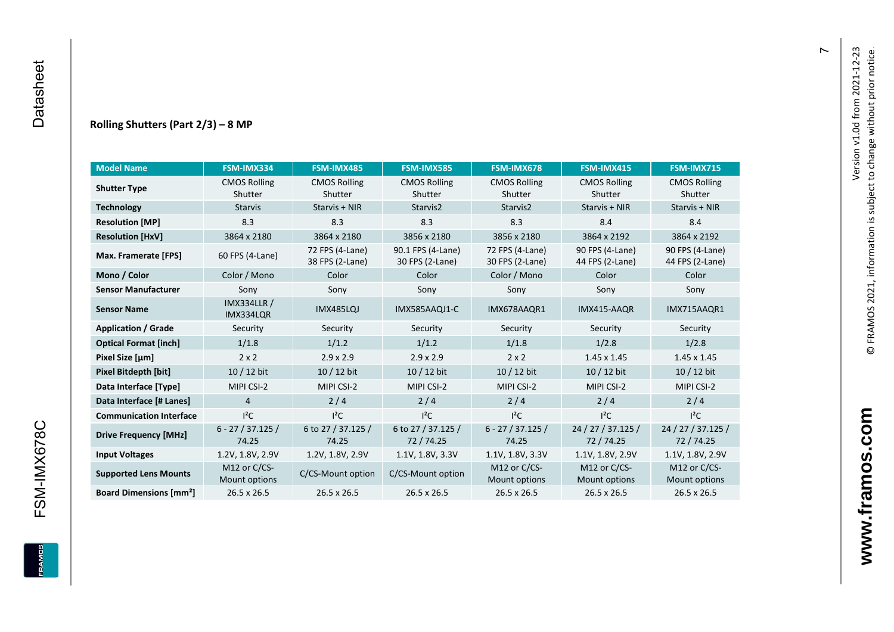### Rolling Shutters (Part 2/3) – 8 MP

| Model Name | FSM-IMX334 | FSM-IMX485 | FSM-IMX585 | FSM-IMX678 | FSM-IMX415 | FSM-IMX715 |
|---|---|---|---|---|---|---|
| **Shutter Type** | CMOS Rolling Shutter | CMOS Rolling Shutter | CMOS Rolling Shutter | CMOS Rolling Shutter | CMOS Rolling Shutter | CMOS Rolling Shutter |
| **Technology** | Starvis | Starvis + NIR | Starvis2 | Starvis2 | Starvis + NIR | Starvis + NIR |
| **Resolution [MP]** | 8.3 | 8.3 | 8.3 | 8.3 | 8.4 | 8.4 |
| **Resolution [HxV]** | 3864 x 2180 | 3864 x 2180 | 3856 x 2180 | 3856 x 2180 | 3864 x 2192 | 3864 x 2192 |
| **Max. Framerate [FPS]** | 60 FPS (4-Lane) | 72 FPS (4-Lane) 38 FPS (2-Lane) | 90.1 FPS (4-Lane) 30 FPS (2-Lane) | 72 FPS (4-Lane) 30 FPS (2-Lane) | 90 FPS (4-Lane) 44 FPS (2-Lane) | 90 FPS (4-Lane) 44 FPS (2-Lane) |
| **Mono / Color** | Color / Mono | Color | Color | Color / Mono | Color | Color |
| **Sensor Manufacturer** | Sony | Sony | Sony | Sony | Sony | Sony |
| **Sensor Name** | IMX334LLR / IMX334LQR | IMX485LQJ | IMX585AAQJ1-C | IMX678AAQR1 | IMX415-AAQR | IMX715AAQR1 |
| **Application / Grade** | Security | Security | Security | Security | Security | Security |
| **Optical Format [inch]** | 1/1.8 | 1/1.2 | 1/1.2 | 1/1.8 | 1/2.8 | 1/2.8 |
| **Pixel Size [µm]** | 2 x 2 | 2.9 x 2.9 | 2.9 x 2.9 | 2 x 2 | 1.45 x 1.45 | 1.45 x 1.45 |
| **Pixel Bitdepth [bit]** | 10 / 12 bit | 10 / 12 bit | 10 / 12 bit | 10 / 12 bit | 10 / 12 bit | 10 / 12 bit |
| **Data Interface [Type]** | MIPI CSI-2 | MIPI CSI-2 | MIPI CSI-2 | MIPI CSI-2 | MIPI CSI-2 | MIPI CSI-2 |
| **Data Interface [# Lanes]** | 4 | 2 / 4 | 2 / 4 | 2 / 4 | 2 / 4 | 2 / 4 |
| **Communication Interface** | I²C | I²C | I²C | I²C | I²C | I²C |
| **Drive Frequency [MHz]** | 6 - 27 / 37.125 / 74.25 | 6 to 27 / 37.125 / 74.25 | 6 to 27 / 37.125 / 72 / 74.25 | 6 - 27 / 37.125 / 74.25 | 24 / 27 / 37.125 / 72 / 74.25 | 24 / 27 / 37.125 / 72 / 74.25 |
| **Input Voltages** | 1.2V, 1.8V, 2.9V | 1.2V, 1.8V, 2.9V | 1.1V, 1.8V, 3.3V | 1.1V, 1.8V, 3.3V | 1.1V, 1.8V, 2.9V | 1.1V, 1.8V, 2.9V |
| **Supported Lens Mounts** | M12 or C/CS-Mount options | C/CS-Mount option | C/CS-Mount option | M12 or C/CS-Mount options | M12 or C/CS-Mount options | M12 or C/CS-Mount options |
| **Board Dimensions [mm²]** | 26.5 x 26.5 | 26.5 x 26.5 | 26.5 x 26.5 | 26.5 x 26.5 | 26.5 x 26.5 | 26.5 x 26.5 |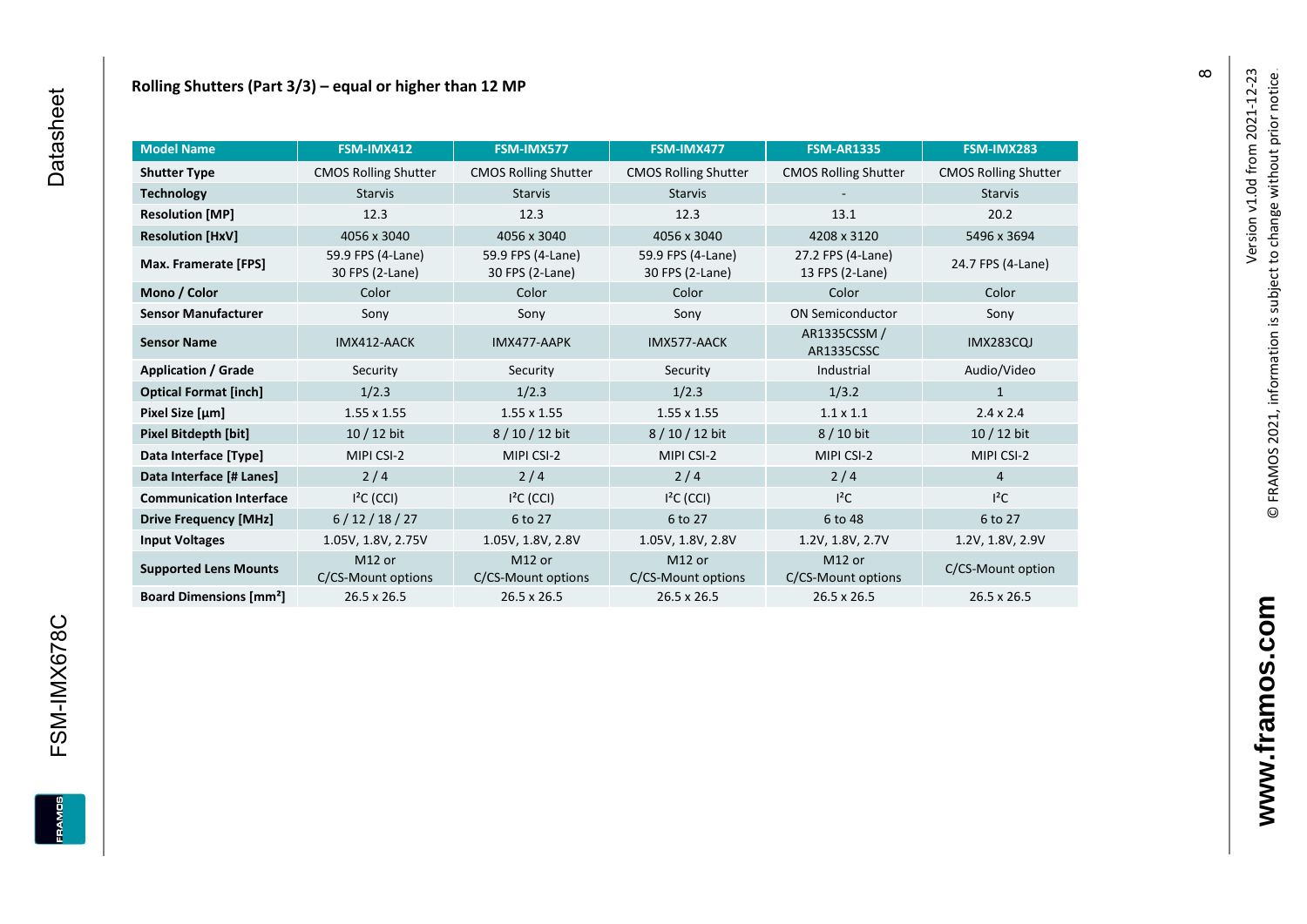## Rolling Shutters (Part 3/3) – equal or higher than 12 MP

| Model Name | FSM-IMX412 | FSM-IMX577 | FSM-IMX477 | FSM-AR1335 | FSM-IMX283 |
|---|---|---|---|---|---|
| **Shutter Type** | CMOS Rolling Shutter | CMOS Rolling Shutter | CMOS Rolling Shutter | CMOS Rolling Shutter | CMOS Rolling Shutter |
| **Technology** | Starvis | Starvis | Starvis | - | Starvis |
| **Resolution [MP]** | 12.3 | 12.3 | 12.3 | 13.1 | 20.2 |
| **Resolution [HxV]** | 4056 x 3040 | 4056 x 3040 | 4056 x 3040 | 4208 x 3120 | 5496 x 3694 |
| **Max. Framerate [FPS]** | 59.9 FPS (4-Lane) 30 FPS (2-Lane) | 59.9 FPS (4-Lane) 30 FPS (2-Lane) | 59.9 FPS (4-Lane) 30 FPS (2-Lane) | 27.2 FPS (4-Lane) 13 FPS (2-Lane) | 24.7 FPS (4-Lane) |
| **Mono / Color** | Color | Color | Color | Color | Color |
| **Sensor Manufacturer** | Sony | Sony | Sony | ON Semiconductor | Sony |
| **Sensor Name** | IMX412-AACK | IMX477-AAPK | IMX577-AACK | AR1335CSSM / AR1335CSSC | IMX283CQJ |
| **Application / Grade** | Security | Security | Security | Industrial | Audio/Video |
| **Optical Format [inch]** | 1/2.3 | 1/2.3 | 1/2.3 | 1/3.2 | 1 |
| **Pixel Size [µm]** | 1.55 x 1.55 | 1.55 x 1.55 | 1.55 x 1.55 | 1.1 x 1.1 | 2.4 x 2.4 |
| **Pixel Bitdepth [bit]** | 10 / 12 bit | 8 / 10 / 12 bit | 8 / 10 / 12 bit | 8 / 10 bit | 10 / 12 bit |
| **Data Interface [Type]** | MIPI CSI-2 | MIPI CSI-2 | MIPI CSI-2 | MIPI CSI-2 | MIPI CSI-2 |
| **Data Interface [# Lanes]** | 2 / 4 | 2 / 4 | 2 / 4 | 2 / 4 | 4 |
| **Communication Interface** | I²C (CCI) | I²C (CCI) | I²C (CCI) | I²C | I²C |
| **Drive Frequency [MHz]** | 6 / 12 / 18 / 27 | 6 to 27 | 6 to 27 | 6 to 48 | 6 to 27 |
| **Input Voltages** | 1.05V, 1.8V, 2.75V | 1.05V, 1.8V, 2.8V | 1.05V, 1.8V, 2.8V | 1.2V, 1.8V, 2.7V | 1.2V, 1.8V, 2.9V |
| **Supported Lens Mounts** | M12 or C/CS-Mount options | M12 or C/CS-Mount options | M12 or C/CS-Mount options | M12 or C/CS-Mount options | C/CS-Mount option |
| **Board Dimensions [mm²]** | 26.5 x 26.5 | 26.5 x 26.5 | 26.5 x 26.5 | 26.5 x 26.5 | 26.5 x 26.5 |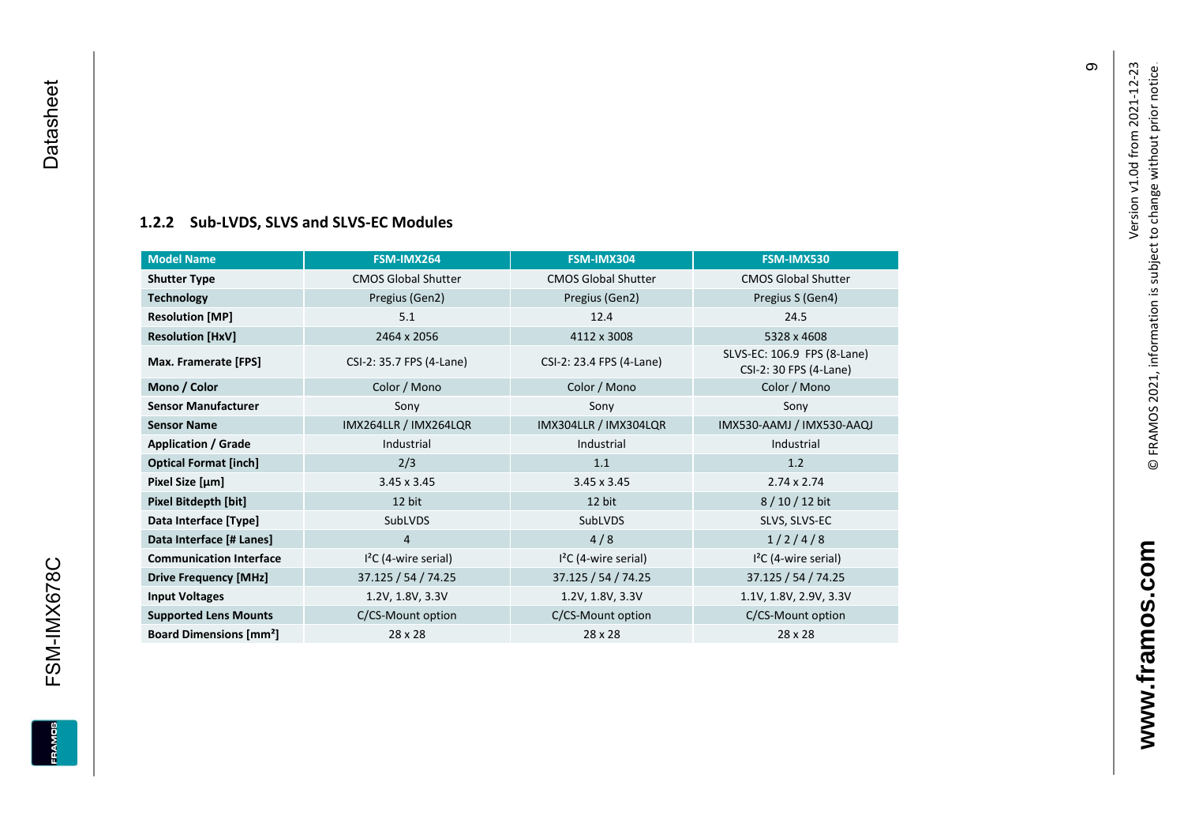### 1.2.2 Sub-LVDS, SLVS and SLVS-EC Modules

| Model Name | FSM-IMX264 | FSM-IMX304 | FSM-IMX530 |
|---|---|---|---|
| **Shutter Type** | CMOS Global Shutter | CMOS Global Shutter | CMOS Global Shutter |
| **Technology** | Pregius (Gen2) | Pregius (Gen2) | Pregius S (Gen4) |
| **Resolution [MP]** | 5.1 | 12.4 | 24.5 |
| **Resolution [HxV]** | 2464 x 2056 | 4112 x 3008 | 5328 x 4608 |
| **Max. Framerate [FPS]** | CSI-2: 35.7 FPS (4-Lane) | CSI-2: 23.4 FPS (4-Lane) | SLVS-EC: 106.9 FPS (8-Lane)<br>CSI-2: 30 FPS (4-Lane) |
| **Mono / Color** | Color / Mono | Color / Mono | Color / Mono |
| **Sensor Manufacturer** | Sony | Sony | Sony |
| **Sensor Name** | IMX264LLR / IMX264LQR | IMX304LLR / IMX304LQR | IMX530-AAMJ / IMX530-AAQJ |
| **Application / Grade** | Industrial | Industrial | Industrial |
| **Optical Format [inch]** | 2/3 | 1.1 | 1.2 |
| **Pixel Size [µm]** | 3.45 x 3.45 | 3.45 x 3.45 | 2.74 x 2.74 |
| **Pixel Bitdepth [bit]** | 12 bit | 12 bit | 8 / 10 / 12 bit |
| **Data Interface [Type]** | SubLVDS | SubLVDS | SLVS, SLVS-EC |
| **Data Interface [# Lanes]** | 4 | 4 / 8 | 1 / 2 / 4 / 8 |
| **Communication Interface** | I²C (4-wire serial) | I²C (4-wire serial) | I²C (4-wire serial) |
| **Drive Frequency [MHz]** | 37.125 / 54 / 74.25 | 37.125 / 54 / 74.25 | 37.125 / 54 / 74.25 |
| **Input Voltages** | 1.2V, 1.8V, 3.3V | 1.2V, 1.8V, 3.3V | 1.1V, 1.8V, 2.9V, 3.3V |
| **Supported Lens Mounts** | C/CS-Mount option | C/CS-Mount option | C/CS-Mount option |
| **Board Dimensions [mm²]** | 28 x 28 | 28 x 28 | 28 x 28 |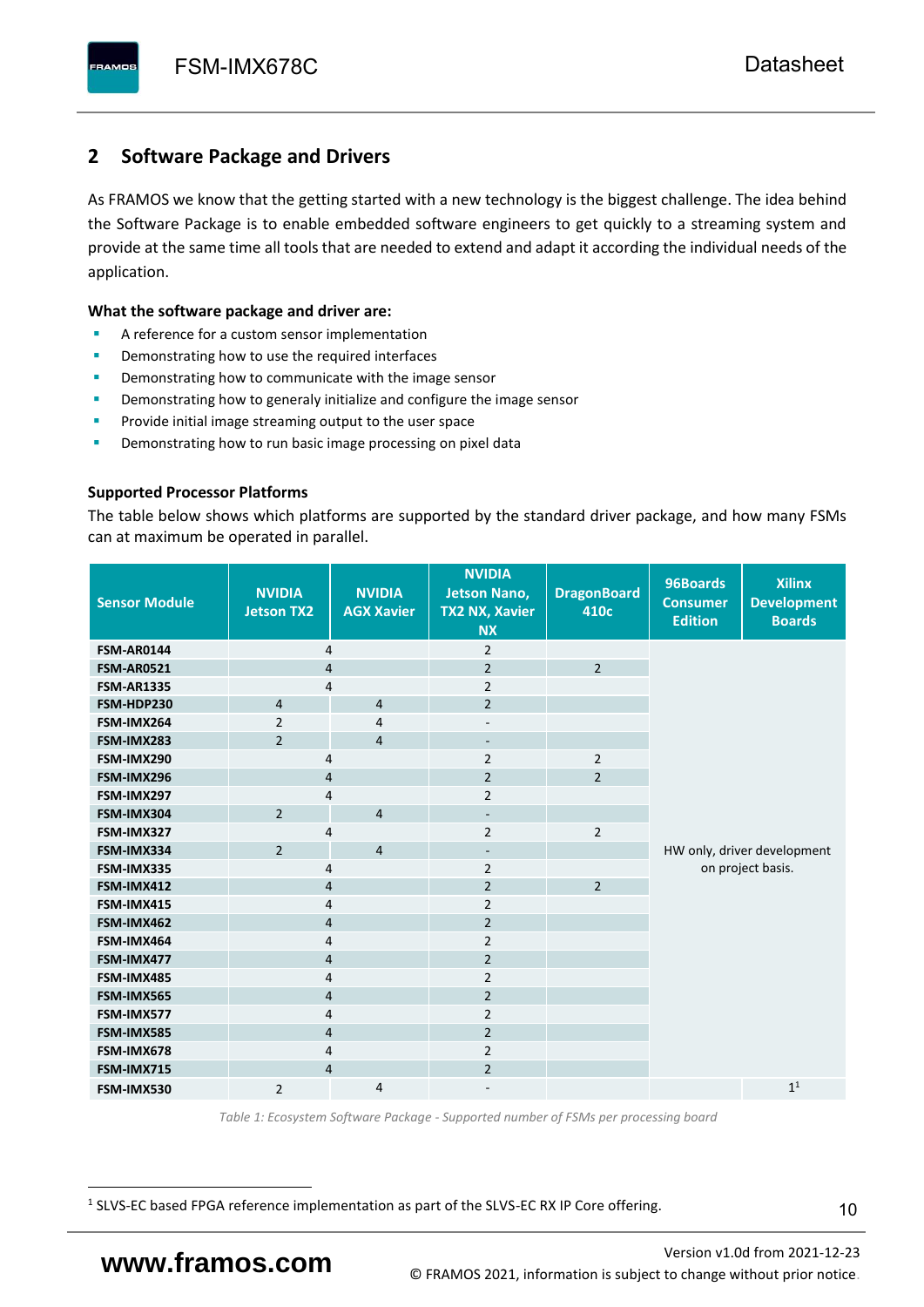## 2 Software Package and Drivers

As FRAMOS we know that the getting started with a new technology is the biggest challenge. The idea behind the Software Package is to enable embedded software engineers to get quickly to a streaming system and provide at the same time all tools that are needed to extend and adapt it according the individual needs of the application.

**What the software package and driver are:**

- A reference for a custom sensor implementation
- Demonstrating how to use the required interfaces
- Demonstrating how to communicate with the image sensor
- Demonstrating how to generaly initialize and configure the image sensor
- Provide initial image streaming output to the user space
- Demonstrating how to run basic image processing on pixel data

**Supported Processor Platforms**

The table below shows which platforms are supported by the standard driver package, and how many FSMs can at maximum be operated in parallel.

| Sensor Module | NVIDIA Jetson TX2 | NVIDIA AGX Xavier | NVIDIA Jetson Nano, TX2 NX, Xavier NX | DragonBoard 410c | 96Boards Consumer Edition | Xilinx Development Boards |
|---|---|---|---|---|---|---|
| FSM-AR0144 | 4 | | 2 | | HW only, driver development on project basis. | |
| FSM-AR0521 | 4 | | 2 | 2 | | |
| FSM-AR1335 | 4 | | 2 | | | |
| FSM-HDP230 | 4 | 4 | 2 | | | |
| FSM-IMX264 | 2 | 4 | - | | | |
| FSM-IMX283 | 2 | 4 | - | | | |
| FSM-IMX290 | 4 | | 2 | 2 | | |
| FSM-IMX296 | 4 | | 2 | 2 | | |
| FSM-IMX297 | 4 | | 2 | | | |
| FSM-IMX304 | 2 | 4 | - | | | |
| FSM-IMX327 | 4 | | 2 | 2 | | |
| FSM-IMX334 | 2 | 4 | - | | | |
| FSM-IMX335 | 4 | | 2 | | | |
| FSM-IMX412 | 4 | | 2 | 2 | | |
| FSM-IMX415 | 4 | | 2 | | | |
| FSM-IMX462 | 4 | | 2 | | | |
| FSM-IMX464 | 4 | | 2 | | | |
| FSM-IMX477 | 4 | | 2 | | | |
| FSM-IMX485 | 4 | | 2 | | | |
| FSM-IMX565 | 4 | | 2 | | | |
| FSM-IMX577 | 4 | | 2 | | | |
| FSM-IMX585 | 4 | | 2 | | | |
| FSM-IMX678 | 4 | | 2 | | | |
| FSM-IMX715 | 4 | | 2 | | | |
| FSM-IMX530 | 2 | 4 | - | | | 1[1] |

*Table 1: Ecosystem Software Package - Supported number of FSMs per processing board*

[1] SLVS-EC based FPGA reference implementation as part of the SLVS-EC RX IP Core offering.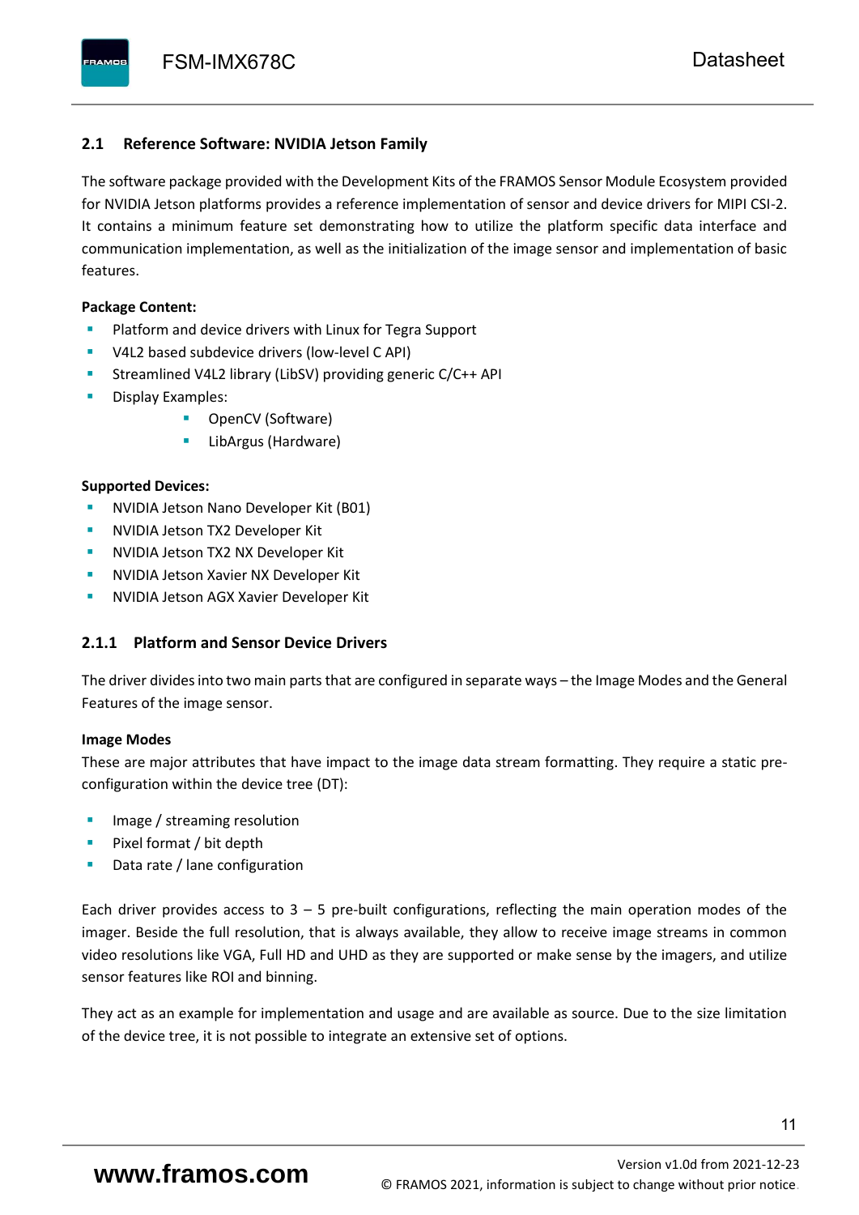## 2.1 Reference Software: NVIDIA Jetson Family

The software package provided with the Development Kits of the FRAMOS Sensor Module Ecosystem provided for NVIDIA Jetson platforms provides a reference implementation of sensor and device drivers for MIPI CSI-2. It contains a minimum feature set demonstrating how to utilize the platform specific data interface and communication implementation, as well as the initialization of the image sensor and implementation of basic features.

**Package Content:**

- Platform and device drivers with Linux for Tegra Support
- V4L2 based subdevice drivers (low-level C API)
- Streamlined V4L2 library (LibSV) providing generic C/C++ API
- Display Examples:
  - OpenCV (Software)
  - LibArgus (Hardware)

**Supported Devices:**

- NVIDIA Jetson Nano Developer Kit (B01)
- NVIDIA Jetson TX2 Developer Kit
- NVIDIA Jetson TX2 NX Developer Kit
- NVIDIA Jetson Xavier NX Developer Kit
- NVIDIA Jetson AGX Xavier Developer Kit

### 2.1.1 Platform and Sensor Device Drivers

The driver divides into two main parts that are configured in separate ways – the Image Modes and the General Features of the image sensor.

**Image Modes**

These are major attributes that have impact to the image data stream formatting. They require a static pre-configuration within the device tree (DT):

- Image / streaming resolution
- Pixel format / bit depth
- Data rate / lane configuration

Each driver provides access to 3 – 5 pre-built configurations, reflecting the main operation modes of the imager. Beside the full resolution, that is always available, they allow to receive image streams in common video resolutions like VGA, Full HD and UHD as they are supported or make sense by the imagers, and utilize sensor features like ROI and binning.

They act as an example for implementation and usage and are available as source. Due to the size limitation of the device tree, it is not possible to integrate an extensive set of options.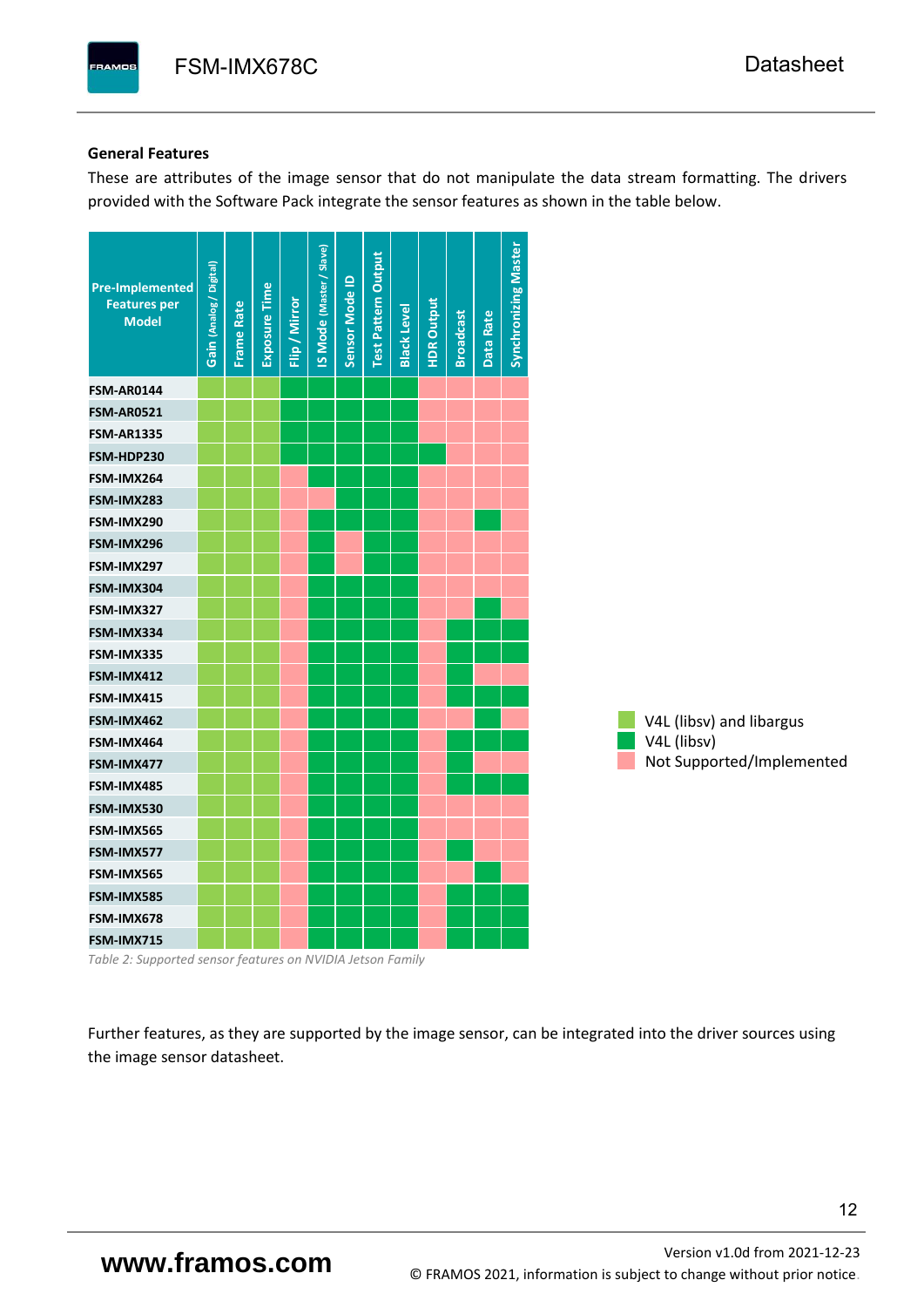## General Features

These are attributes of the image sensor that do not manipulate the data stream formatting. The drivers provided with the Software Pack integrate the sensor features as shown in the table below.

| Pre-Implemented Features per Model | Gain (Analog / Digital) | Frame Rate | Exposure Time | Flip / Mirror | IS Mode (Master / Slave) | Sensor Mode ID | Test Pattern Output | Black Level | HDR Output | Broadcast | Data Rate | Synchronizing Master |
|---|---|---|---|---|---|---|---|---|---|---|---|---|
| FSM-AR0144 | LA | LA | LA | V | V | V | V | V | – | – | – | – |
| FSM-AR0521 | LA | LA | LA | V | V | V | V | V | – | – | – | – |
| FSM-AR1335 | LA | LA | LA | V | V | V | V | V | – | – | – | – |
| FSM-HDP230 | LA | LA | LA | V | V | V | V | V | V | – | – | – |
| FSM-IMX264 | LA | LA | LA | – | V | V | V | V | – | – | – | – |
| FSM-IMX283 | LA | LA | LA | – | – | V | V | V | – | – | – | – |
| FSM-IMX290 | LA | LA | LA | – | V | V | V | V | – | – | V | – |
| FSM-IMX296 | LA | LA | LA | – | V | – | V | V | – | – | – | – |
| FSM-IMX297 | LA | LA | LA | – | V | – | V | V | – | – | – | – |
| FSM-IMX304 | LA | LA | LA | – | V | V | V | V | – | – | – | – |
| FSM-IMX327 | LA | LA | LA | – | V | V | V | V | – | – | V | – |
| FSM-IMX334 | LA | LA | LA | – | V | V | V | V | – | V | V | V |
| FSM-IMX335 | LA | LA | LA | – | V | V | V | V | – | V | V | V |
| FSM-IMX412 | LA | LA | LA | – | V | V | V | V | – | V | – | – |
| FSM-IMX415 | LA | LA | LA | – | V | V | V | V | – | V | V | V |
| FSM-IMX462 | LA | LA | LA | – | V | V | V | V | – | – | V | – |
| FSM-IMX464 | LA | LA | LA | – | V | V | V | V | – | V | V | V |
| FSM-IMX477 | LA | LA | LA | – | V | V | V | V | – | V | – | – |
| FSM-IMX485 | LA | LA | LA | – | V | V | V | V | – | V | V | V |
| FSM-IMX530 | LA | LA | LA | – | V | V | V | V | – | – | – | – |
| FSM-IMX565 | LA | LA | LA | – | V | V | V | V | – | – | – | – |
| FSM-IMX577 | LA | LA | LA | – | V | V | V | V | – | V | – | – |
| FSM-IMX565 | LA | LA | LA | – | V | V | V | V | – | – | V | – |
| FSM-IMX585 | LA | LA | LA | – | V | V | V | V | – | V | V | V |
| FSM-IMX678 | LA | LA | LA | – | V | V | V | V | – | V | V | V |
| FSM-IMX715 | LA | LA | LA | – | V | V | V | V | – | V | V | V |

Legend:
- LA: V4L (libsv) and libargus
- V: V4L (libsv)
- –: Not Supported/Implemented

*Table 2: Supported sensor features on NVIDIA Jetson Family*

Further features, as they are supported by the image sensor, can be integrated into the driver sources using the image sensor datasheet.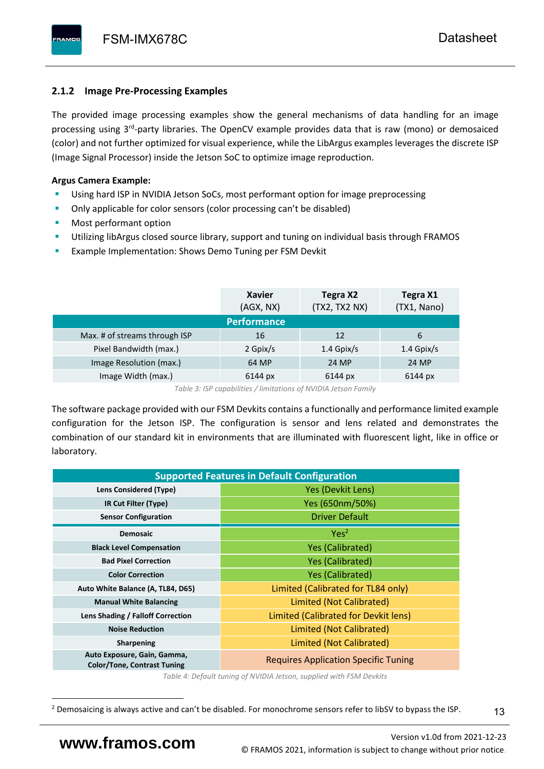### 2.1.2 Image Pre-Processing Examples

The provided image processing examples show the general mechanisms of data handling for an image processing using 3rd-party libraries. The OpenCV example provides data that is raw (mono) or demosaiced (color) and not further optimized for visual experience, while the LibArgus examples leverages the discrete ISP (Image Signal Processor) inside the Jetson SoC to optimize image reproduction.

**Argus Camera Example:**

- Using hard ISP in NVIDIA Jetson SoCs, most performant option for image preprocessing
- Only applicable for color sensors (color processing can't be disabled)
- Most performant option
- Utilizing libArgus closed source library, support and tuning on individual basis through FRAMOS
- Example Implementation: Shows Demo Tuning per FSM Devkit

| | Xavier (AGX, NX) | Tegra X2 (TX2, TX2 NX) | Tegra X1 (TX1, Nano) |
|---|---|---|---|
| **Performance** | | | |
| Max. # of streams through ISP | 16 | 12 | 6 |
| Pixel Bandwidth (max.) | 2 Gpix/s | 1.4 Gpix/s | 1.4 Gpix/s |
| Image Resolution (max.) | 64 MP | 24 MP | 24 MP |
| Image Width (max.) | 6144 px | 6144 px | 6144 px |

*Table 3: ISP capabilities / limitations of NVIDIA Jetson Family*

The software package provided with our FSM Devkits contains a functionally and performance limited example configuration for the Jetson ISP. The configuration is sensor and lens related and demonstrates the combination of our standard kit in environments that are illuminated with fluorescent light, like in office or laboratory.

| Supported Features in Default Configuration | |
|---|---|
| **Lens Considered (Type)** | Yes (Devkit Lens) |
| **IR Cut Filter (Type)** | Yes (650nm/50%) |
| **Sensor Configuration** | Driver Default |
| **Demosaic** | Yes[2] |
| **Black Level Compensation** | Yes (Calibrated) |
| **Bad Pixel Correction** | Yes (Calibrated) |
| **Color Correction** | Yes (Calibrated) |
| **Auto White Balance (A, TL84, D65)** | Limited (Calibrated for TL84 only) |
| **Manual White Balancing** | Limited (Not Calibrated) |
| **Lens Shading / Falloff Correction** | Limited (Calibrated for Devkit lens) |
| **Noise Reduction** | Limited (Not Calibrated) |
| **Sharpening** | Limited (Not Calibrated) |
| **Auto Exposure, Gain, Gamma, Color/Tone, Contrast Tuning** | Requires Application Specific Tuning |

*Table 4: Default tuning of NVIDIA Jetson, supplied with FSM Devkits*

[2] Demosaicing is always active and can't be disabled. For monochrome sensors refer to libSV to bypass the ISP.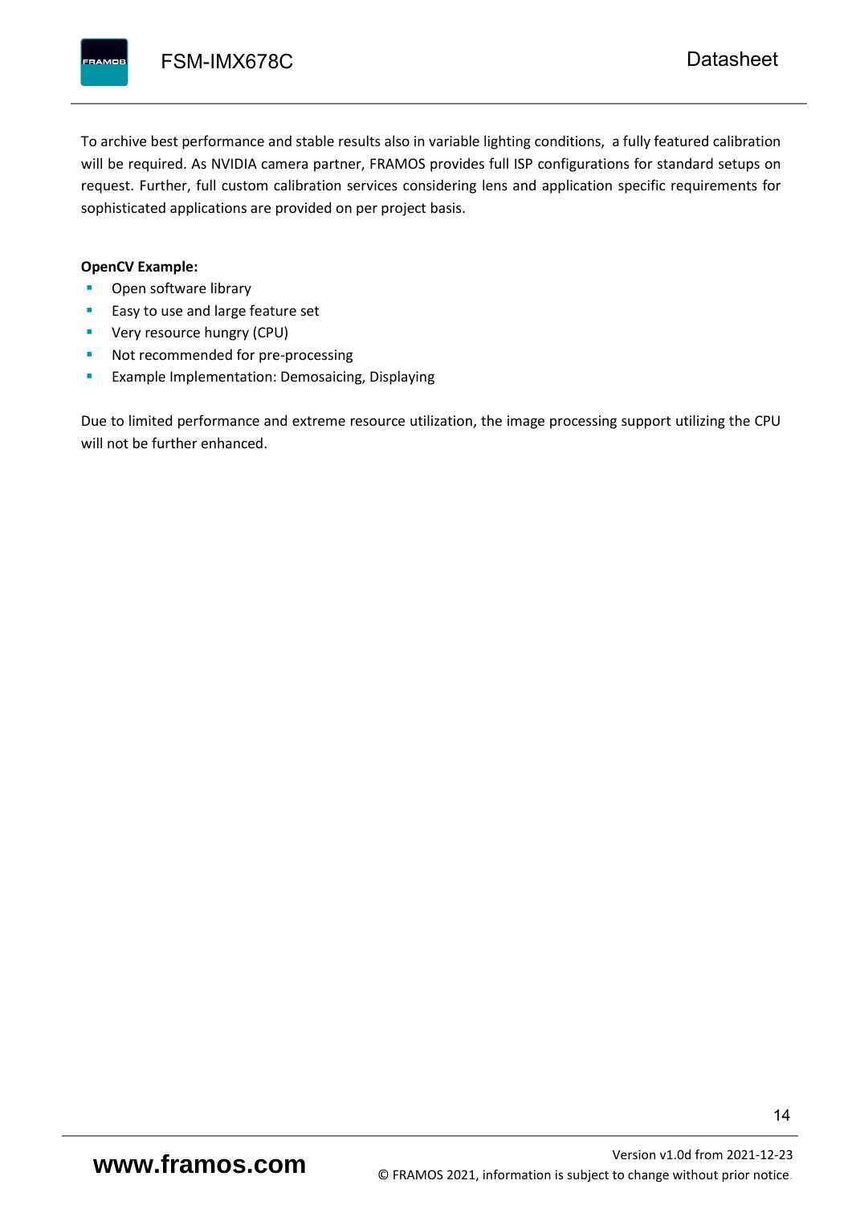To archive best performance and stable results also in variable lighting conditions,  a fully featured calibration will be required. As NVIDIA camera partner, FRAMOS provides full ISP configurations for standard setups on request. Further, full custom calibration services considering lens and application specific requirements for sophisticated applications are provided on per project basis.

**OpenCV Example:**

- Open software library
- Easy to use and large feature set
- Very resource hungry (CPU)
- Not recommended for pre-processing
- Example Implementation: Demosaicing, Displaying

Due to limited performance and extreme resource utilization, the image processing support utilizing the CPU will not be further enhanced.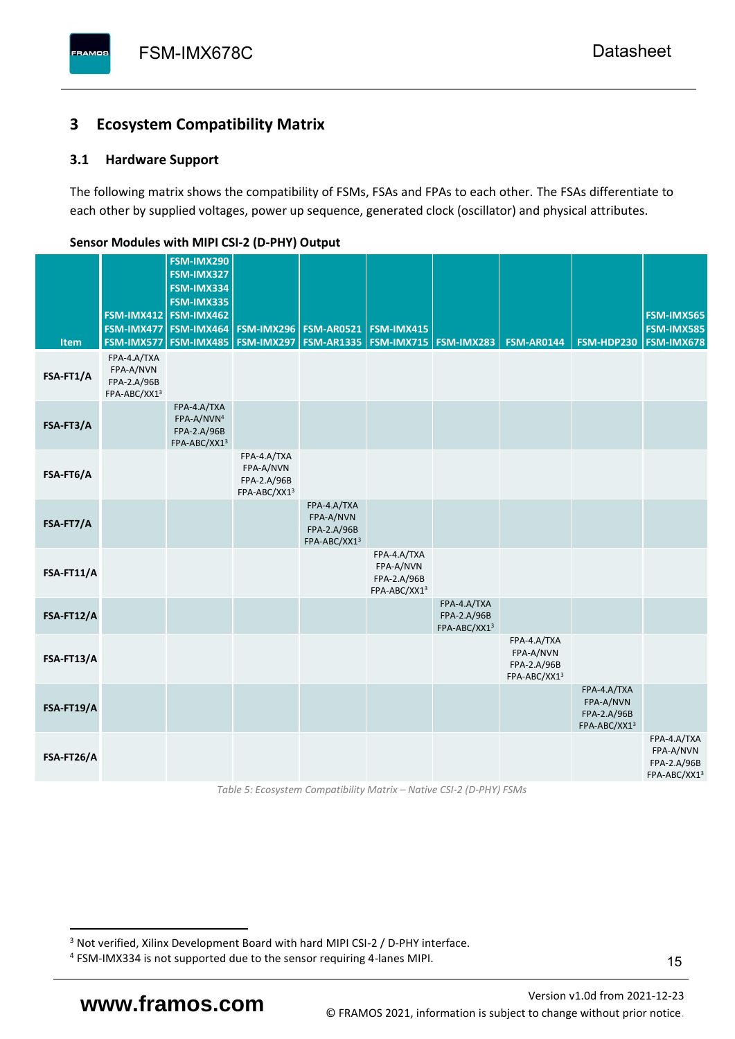## 3 Ecosystem Compatibility Matrix

### 3.1 Hardware Support

The following matrix shows the compatibility of FSMs, FSAs and FPAs to each other. The FSAs differentiate to each other by supplied voltages, power up sequence, generated clock (oscillator) and physical attributes.

**Sensor Modules with MIPI CSI-2 (D-PHY) Output**

| Item | FSM-IMX412 FSM-IMX477 FSM-IMX577 | FSM-IMX290 FSM-IMX327 FSM-IMX334 FSM-IMX335 FSM-IMX462 FSM-IMX464 FSM-IMX485 | FSM-IMX296 FSM-IMX297 | FSM-AR0521 FSM-AR1335 | FSM-IMX415 FSM-IMX715 | FSM-IMX283 | FSM-AR0144 | FSM-HDP230 | FSM-IMX565 FSM-IMX585 FSM-IMX678 |
|---|---|---|---|---|---|---|---|---|---|
| **FSA-FT1/A** | FPA-4.A/TXA FPA-A/NVN FPA-2.A/96B FPA-ABC/XX1[3] | | | | | | | | |
| **FSA-FT3/A** | | FPA-4.A/TXA FPA-A/NVN[4] FPA-2.A/96B FPA-ABC/XX1[3] | | | | | | | |
| **FSA-FT6/A** | | | FPA-4.A/TXA FPA-A/NVN FPA-2.A/96B FPA-ABC/XX1[3] | | | | | | |
| **FSA-FT7/A** | | | | FPA-4.A/TXA FPA-A/NVN FPA-2.A/96B FPA-ABC/XX1[3] | | | | | |
| **FSA-FT11/A** | | | | | FPA-4.A/TXA FPA-A/NVN FPA-2.A/96B FPA-ABC/XX1[3] | | | | |
| **FSA-FT12/A** | | | | | | FPA-4.A/TXA FPA-2.A/96B FPA-ABC/XX1[3] | | | |
| **FSA-FT13/A** | | | | | | | FPA-4.A/TXA FPA-A/NVN FPA-2.A/96B FPA-ABC/XX1[3] | | |
| **FSA-FT19/A** | | | | | | | | FPA-4.A/TXA FPA-A/NVN FPA-2.A/96B FPA-ABC/XX1[3] | |
| **FSA-FT26/A** | | | | | | | | | FPA-4.A/TXA FPA-A/NVN FPA-2.A/96B FPA-ABC/XX1[3] |

*Table 5: Ecosystem Compatibility Matrix – Native CSI-2 (D-PHY) FSMs*

[3] Not verified, Xilinx Development Board with hard MIPI CSI-2 / D-PHY interface.

[4] FSM-IMX334 is not supported due to the sensor requiring 4-lanes MIPI.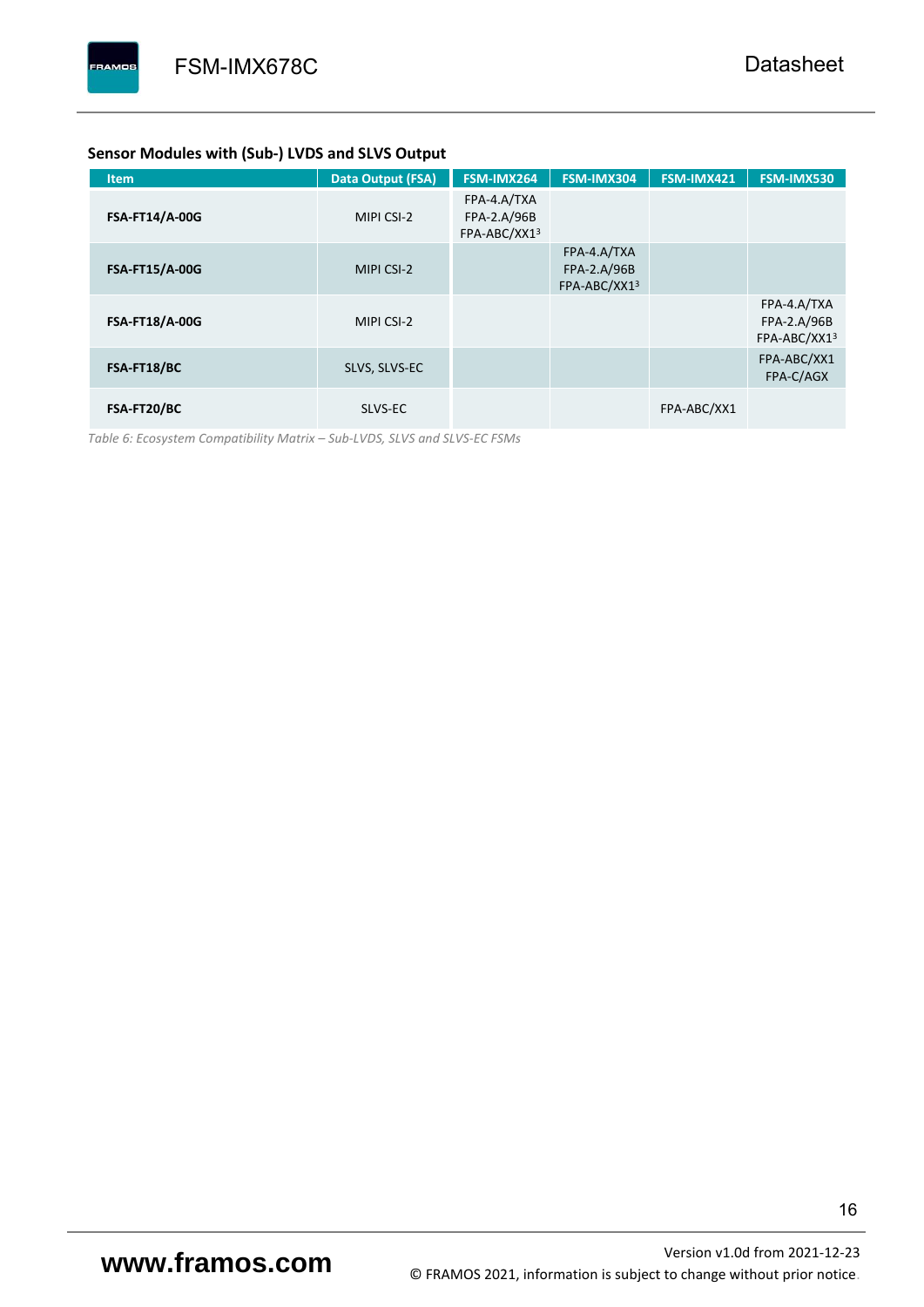### Sensor Modules with (Sub-) LVDS and SLVS Output

| Item | Data Output (FSA) | FSM-IMX264 | FSM-IMX304 | FSM-IMX421 | FSM-IMX530 |
|---|---|---|---|---|---|
| **FSA-FT14/A-00G** | MIPI CSI-2 | FPA-4.A/TXA FPA-2.A/96B FPA-ABC/XX1[3] | | | |
| **FSA-FT15/A-00G** | MIPI CSI-2 | | FPA-4.A/TXA FPA-2.A/96B FPA-ABC/XX1[3] | | |
| **FSA-FT18/A-00G** | MIPI CSI-2 | | | | FPA-4.A/TXA FPA-2.A/96B FPA-ABC/XX1[3] |
| **FSA-FT18/BC** | SLVS, SLVS-EC | | | | FPA-ABC/XX1 FPA-C/AGX |
| **FSA-FT20/BC** | SLVS-EC | | | FPA-ABC/XX1 | |

*Table 6: Ecosystem Compatibility Matrix – Sub-LVDS, SLVS and SLVS-EC FSMs*